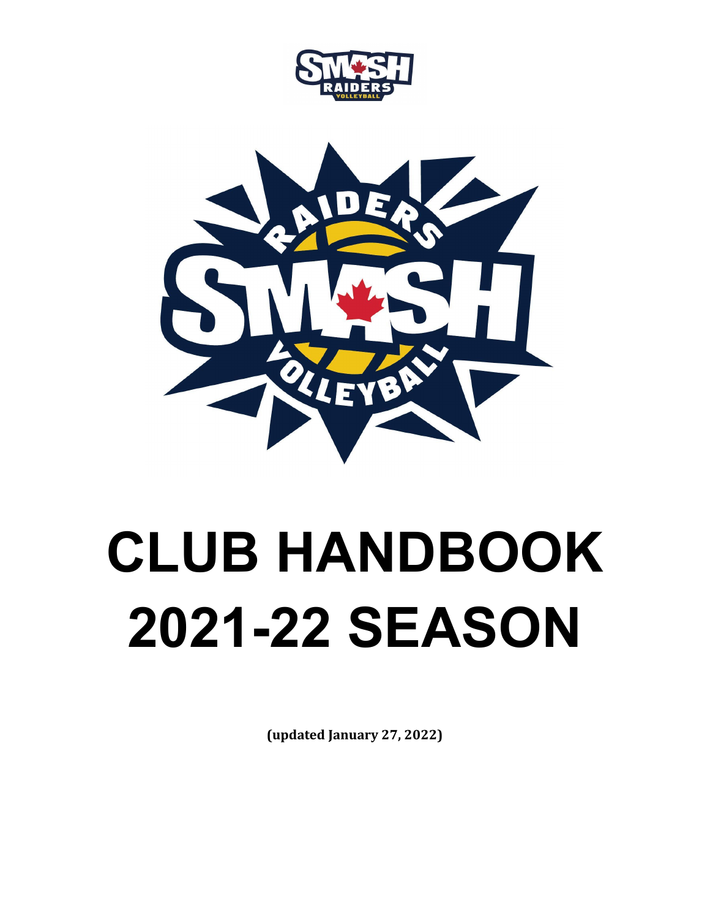# CLUB HANDBOOK 2021-22 SEASON

**(updated January 27, 2022)**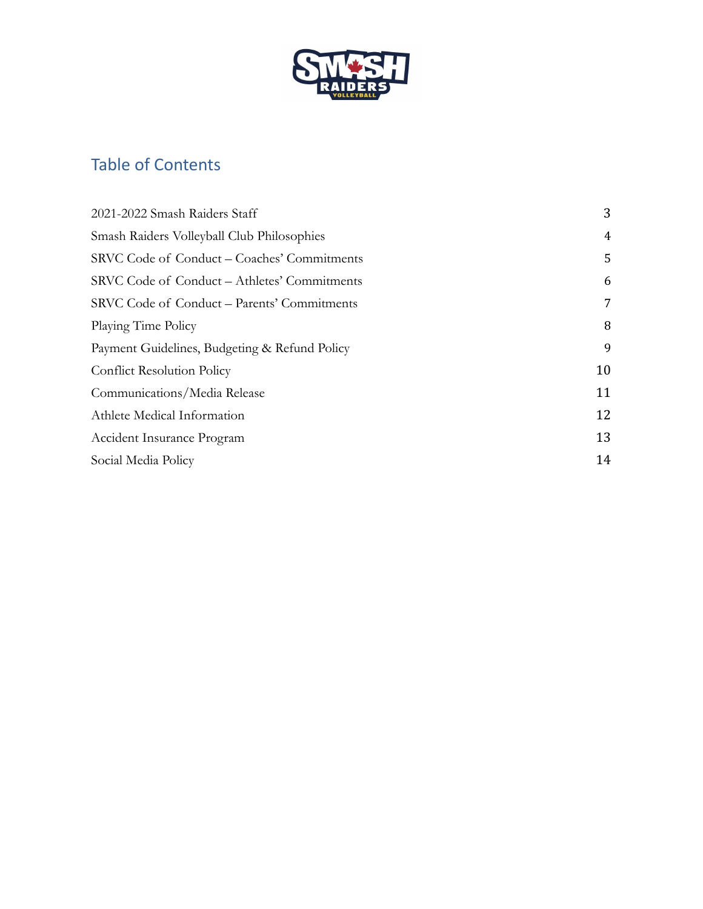# Table of Contents

| | |
|---|---|
| 2021-2022 Smash Raiders Staff | 3 |
| Smash Raiders Volleyball Club Philosophies | 4 |
| SRVC Code of Conduct – Coaches' Commitments | 5 |
| SRVC Code of Conduct – Athletes' Commitments | 6 |
| SRVC Code of Conduct – Parents' Commitments | 7 |
| Playing Time Policy | 8 |
| Payment Guidelines, Budgeting & Refund Policy | 9 |
| Conflict Resolution Policy | 10 |
| Communications/Media Release | 11 |
| Athlete Medical Information | 12 |
| Accident Insurance Program | 13 |
| Social Media Policy | 14 |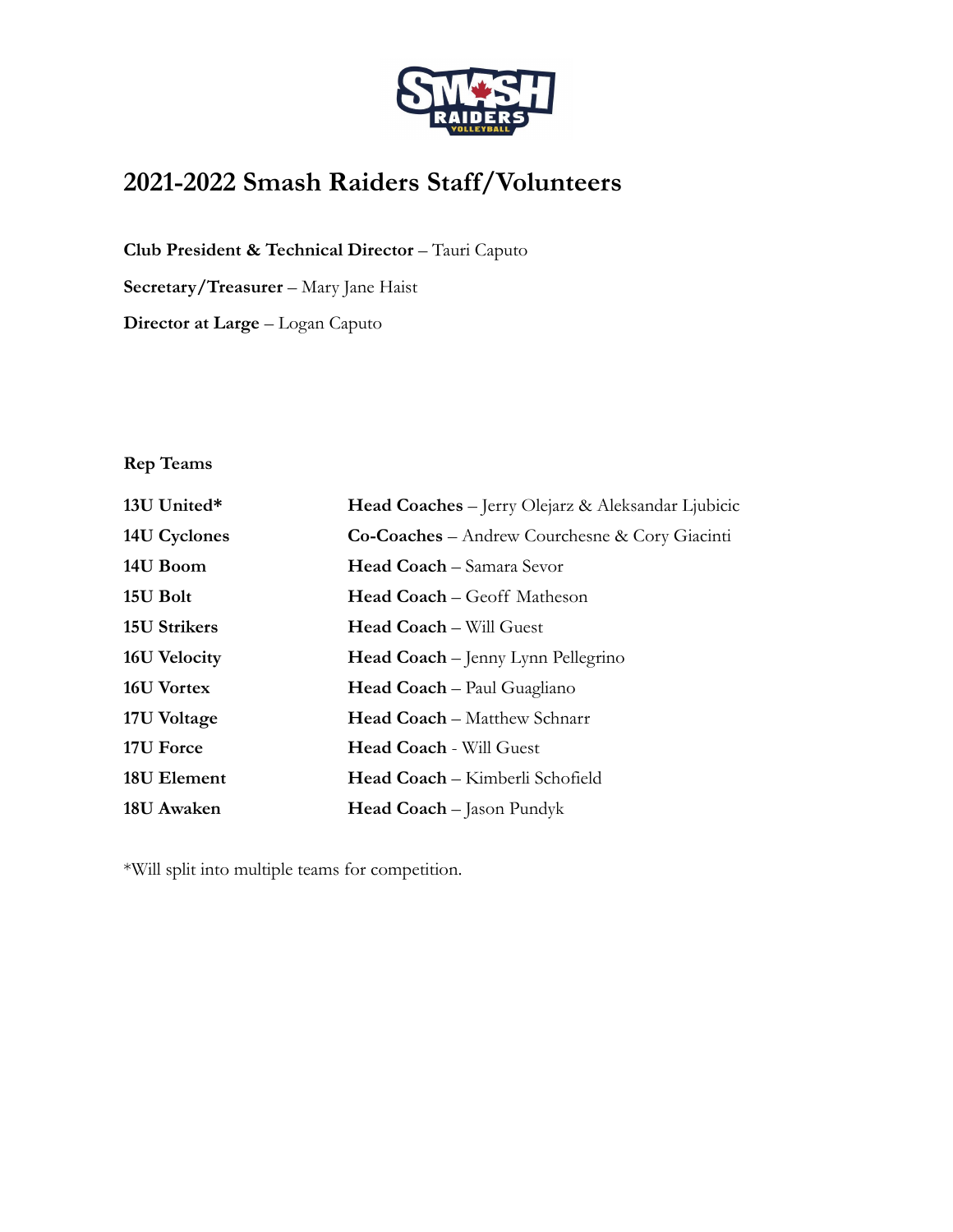# 2021-2022 Smash Raiders Staff/Volunteers

**Club President & Technical Director** – Tauri Caputo

**Secretary/Treasurer** – Mary Jane Haist

**Director at Large** – Logan Caputo

**Rep Teams**

| | |
|---|---|
| **13U United*** | **Head Coaches** – Jerry Olejarz & Aleksandar Ljubicic |
| **14U Cyclones** | **Co-Coaches** – Andrew Courchesne & Cory Giacinti |
| **14U Boom** | **Head Coach** – Samara Sevor |
| **15U Bolt** | **Head Coach** – Geoff Matheson |
| **15U Strikers** | **Head Coach** – Will Guest |
| **16U Velocity** | **Head Coach** – Jenny Lynn Pellegrino |
| **16U Vortex** | **Head Coach** – Paul Guagliano |
| **17U Voltage** | **Head Coach** – Matthew Schnarr |
| **17U Force** | **Head Coach** - Will Guest |
| **18U Element** | **Head Coach** – Kimberli Schofield |
| **18U Awaken** | **Head Coach** – Jason Pundyk |

*Will split into multiple teams for competition.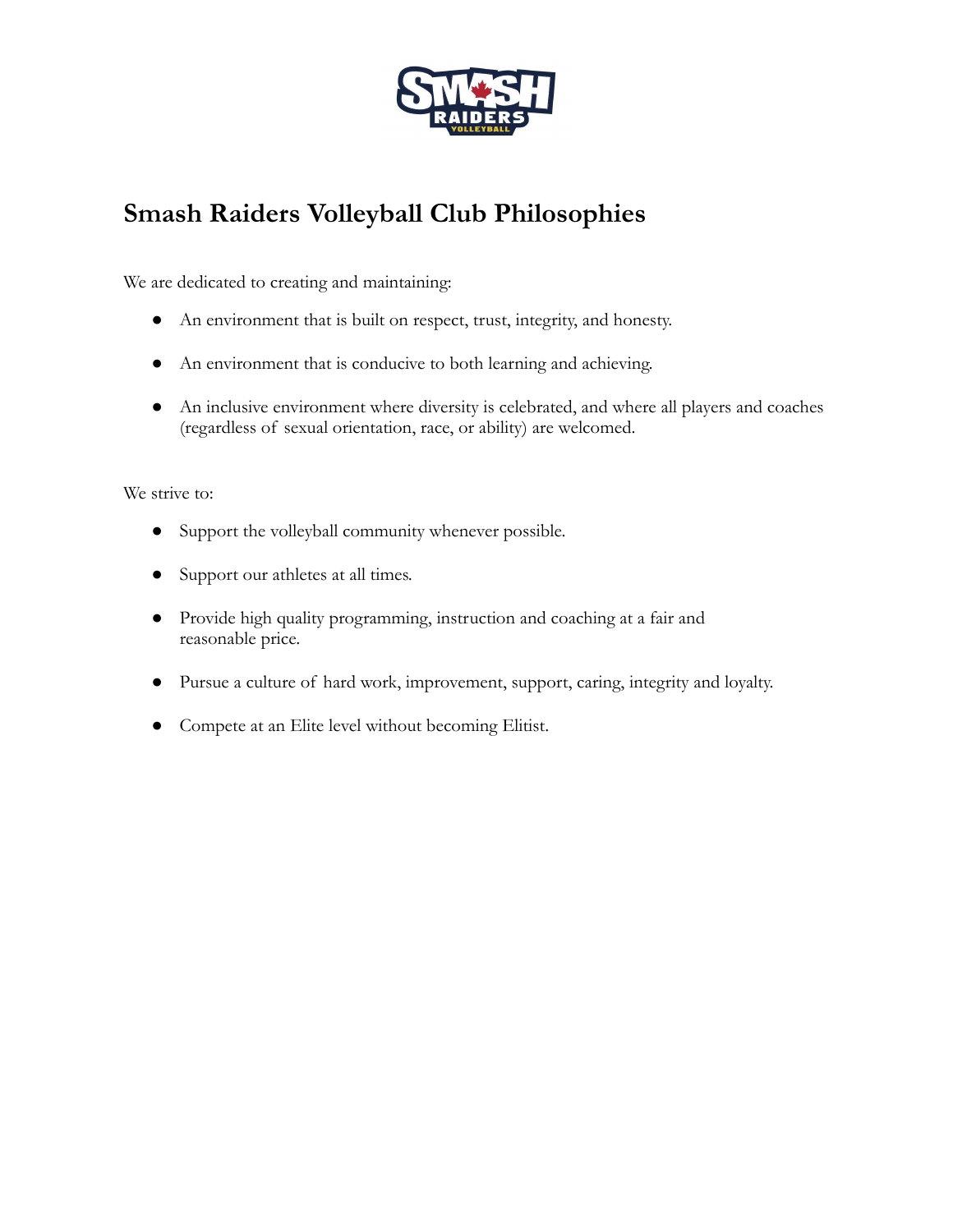# Smash Raiders Volleyball Club Philosophies

We are dedicated to creating and maintaining:

- An environment that is built on respect, trust, integrity, and honesty.
- An environment that is conducive to both learning and achieving.
- An inclusive environment where diversity is celebrated, and where all players and coaches (regardless of sexual orientation, race, or ability) are welcomed.

We strive to:

- Support the volleyball community whenever possible.
- Support our athletes at all times.
- Provide high quality programming, instruction and coaching at a fair and reasonable price.
- Pursue a culture of hard work, improvement, support, caring, integrity and loyalty.
- Compete at an Elite level without becoming Elitist.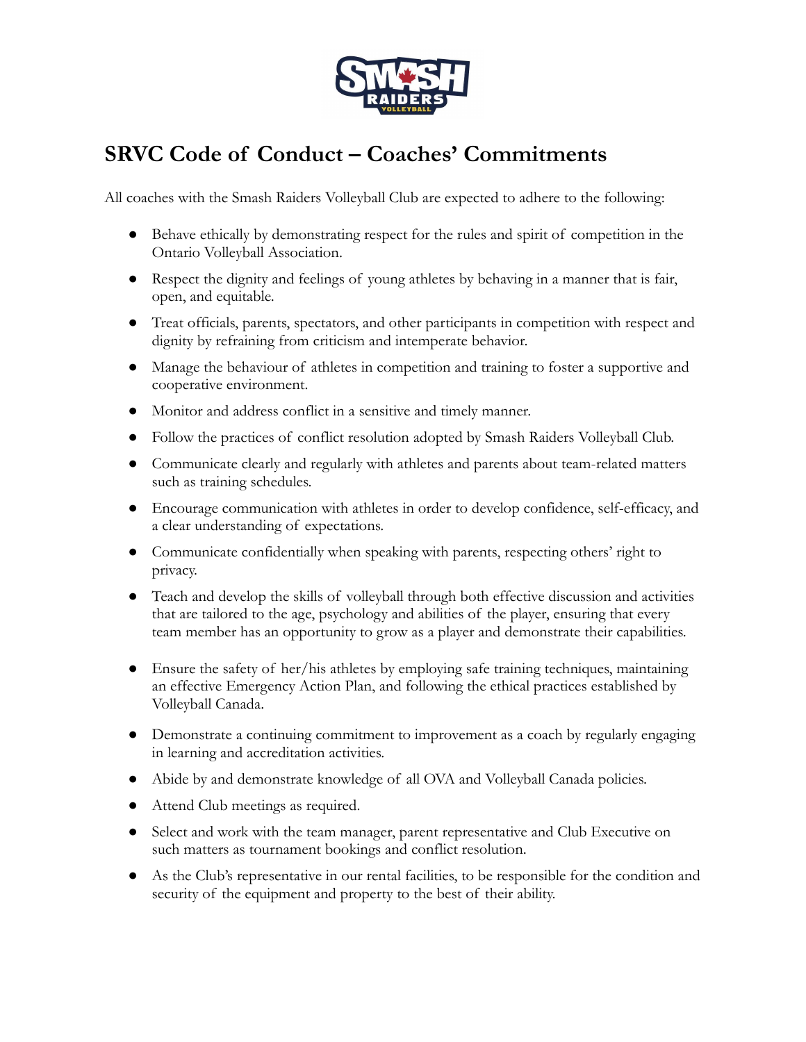# SRVC Code of Conduct – Coaches' Commitments

All coaches with the Smash Raiders Volleyball Club are expected to adhere to the following:

- Behave ethically by demonstrating respect for the rules and spirit of competition in the Ontario Volleyball Association.
- Respect the dignity and feelings of young athletes by behaving in a manner that is fair, open, and equitable.
- Treat officials, parents, spectators, and other participants in competition with respect and dignity by refraining from criticism and intemperate behavior.
- Manage the behaviour of athletes in competition and training to foster a supportive and cooperative environment.
- Monitor and address conflict in a sensitive and timely manner.
- Follow the practices of conflict resolution adopted by Smash Raiders Volleyball Club.
- Communicate clearly and regularly with athletes and parents about team-related matters such as training schedules.
- Encourage communication with athletes in order to develop confidence, self-efficacy, and a clear understanding of expectations.
- Communicate confidentially when speaking with parents, respecting others' right to privacy.
- Teach and develop the skills of volleyball through both effective discussion and activities that are tailored to the age, psychology and abilities of the player, ensuring that every team member has an opportunity to grow as a player and demonstrate their capabilities.
- Ensure the safety of her/his athletes by employing safe training techniques, maintaining an effective Emergency Action Plan, and following the ethical practices established by Volleyball Canada.
- Demonstrate a continuing commitment to improvement as a coach by regularly engaging in learning and accreditation activities.
- Abide by and demonstrate knowledge of all OVA and Volleyball Canada policies.
- Attend Club meetings as required.
- Select and work with the team manager, parent representative and Club Executive on such matters as tournament bookings and conflict resolution.
- As the Club's representative in our rental facilities, to be responsible for the condition and security of the equipment and property to the best of their ability.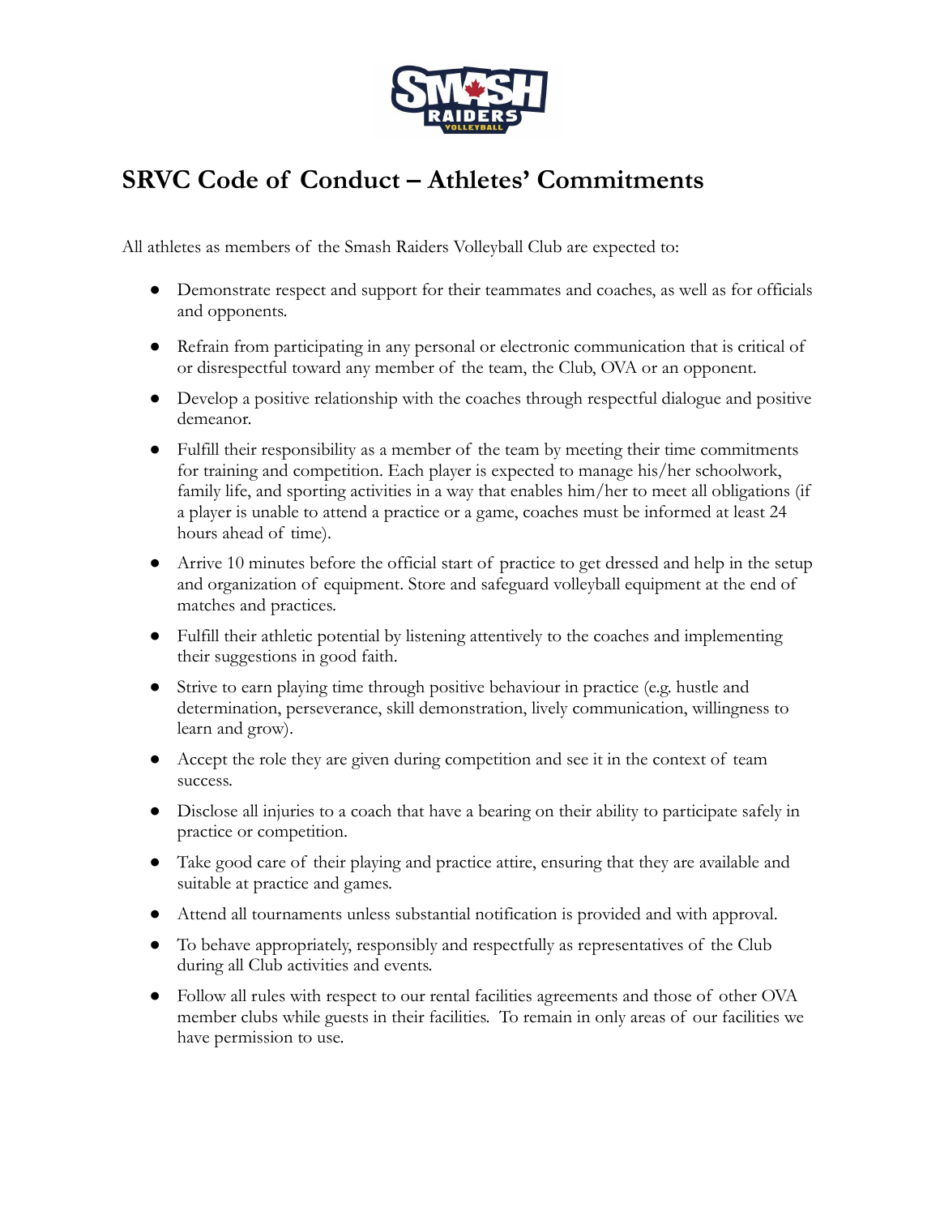# SRVC Code of Conduct – Athletes' Commitments

All athletes as members of the Smash Raiders Volleyball Club are expected to:

- Demonstrate respect and support for their teammates and coaches, as well as for officials and opponents.
- Refrain from participating in any personal or electronic communication that is critical of or disrespectful toward any member of the team, the Club, OVA or an opponent.
- Develop a positive relationship with the coaches through respectful dialogue and positive demeanor.
- Fulfill their responsibility as a member of the team by meeting their time commitments for training and competition. Each player is expected to manage his/her schoolwork, family life, and sporting activities in a way that enables him/her to meet all obligations (if a player is unable to attend a practice or a game, coaches must be informed at least 24 hours ahead of time).
- Arrive 10 minutes before the official start of practice to get dressed and help in the setup and organization of equipment. Store and safeguard volleyball equipment at the end of matches and practices.
- Fulfill their athletic potential by listening attentively to the coaches and implementing their suggestions in good faith.
- Strive to earn playing time through positive behaviour in practice (e.g. hustle and determination, perseverance, skill demonstration, lively communication, willingness to learn and grow).
- Accept the role they are given during competition and see it in the context of team success.
- Disclose all injuries to a coach that have a bearing on their ability to participate safely in practice or competition.
- Take good care of their playing and practice attire, ensuring that they are available and suitable at practice and games.
- Attend all tournaments unless substantial notification is provided and with approval.
- To behave appropriately, responsibly and respectfully as representatives of the Club during all Club activities and events.
- Follow all rules with respect to our rental facilities agreements and those of other OVA member clubs while guests in their facilities. To remain in only areas of our facilities we have permission to use.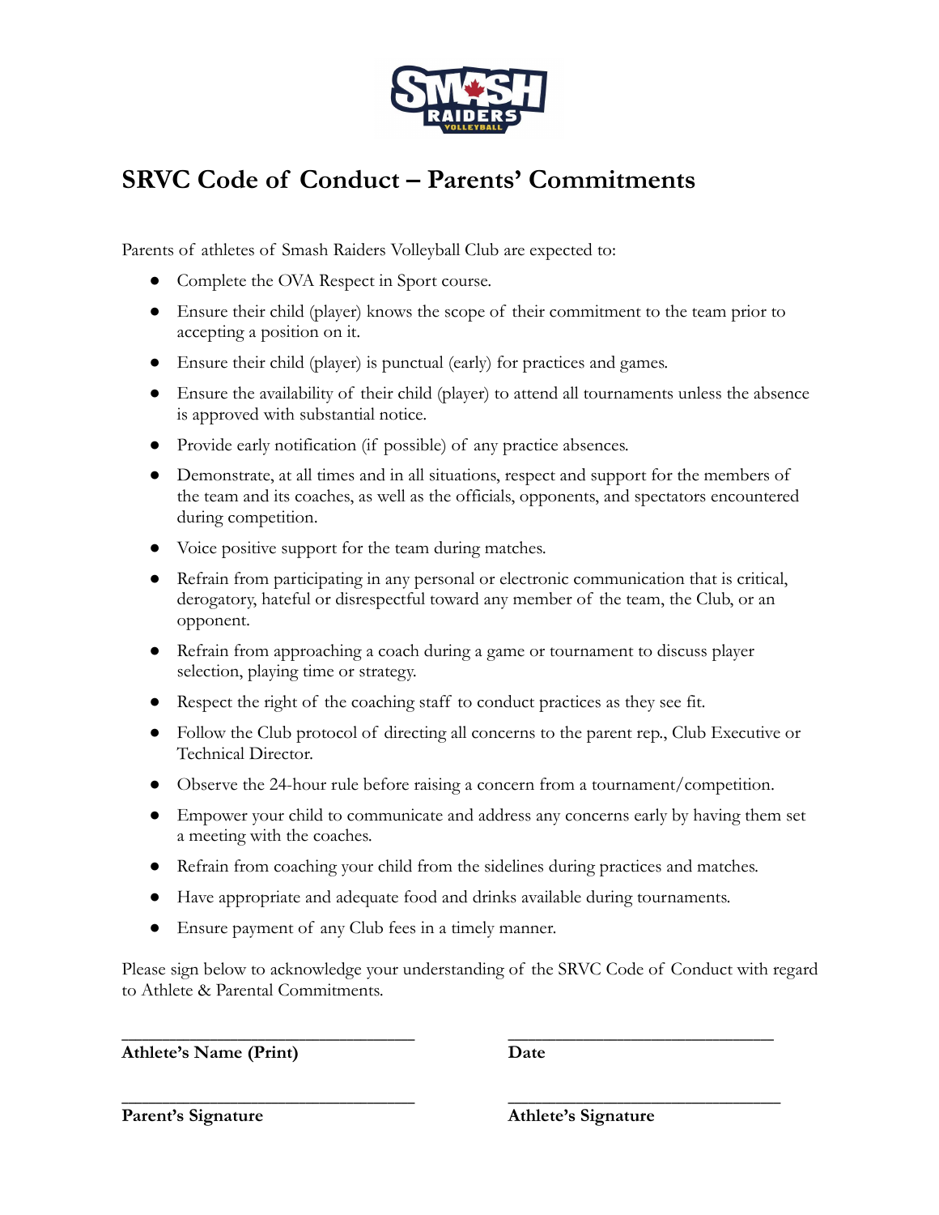# SRVC Code of Conduct – Parents' Commitments

Parents of athletes of Smash Raiders Volleyball Club are expected to:

- Complete the OVA Respect in Sport course.
- Ensure their child (player) knows the scope of their commitment to the team prior to accepting a position on it.
- Ensure their child (player) is punctual (early) for practices and games.
- Ensure the availability of their child (player) to attend all tournaments unless the absence is approved with substantial notice.
- Provide early notification (if possible) of any practice absences.
- Demonstrate, at all times and in all situations, respect and support for the members of the team and its coaches, as well as the officials, opponents, and spectators encountered during competition.
- Voice positive support for the team during matches.
- Refrain from participating in any personal or electronic communication that is critical, derogatory, hateful or disrespectful toward any member of the team, the Club, or an opponent.
- Refrain from approaching a coach during a game or tournament to discuss player selection, playing time or strategy.
- Respect the right of the coaching staff to conduct practices as they see fit.
- Follow the Club protocol of directing all concerns to the parent rep., Club Executive or Technical Director.
- Observe the 24-hour rule before raising a concern from a tournament/competition.
- Empower your child to communicate and address any concerns early by having them set a meeting with the coaches.
- Refrain from coaching your child from the sidelines during practices and matches.
- Have appropriate and adequate food and drinks available during tournaments.
- Ensure payment of any Club fees in a timely manner.

Please sign below to acknowledge your understanding of the SRVC Code of Conduct with regard to Athlete & Parental Commitments.

| | |
|---|---|
| ______________________________ | ______________________________ |
| **Athlete's Name (Print)** | **Date** |
| ______________________________ | ______________________________ |
| **Parent's Signature** | **Athlete's Signature** |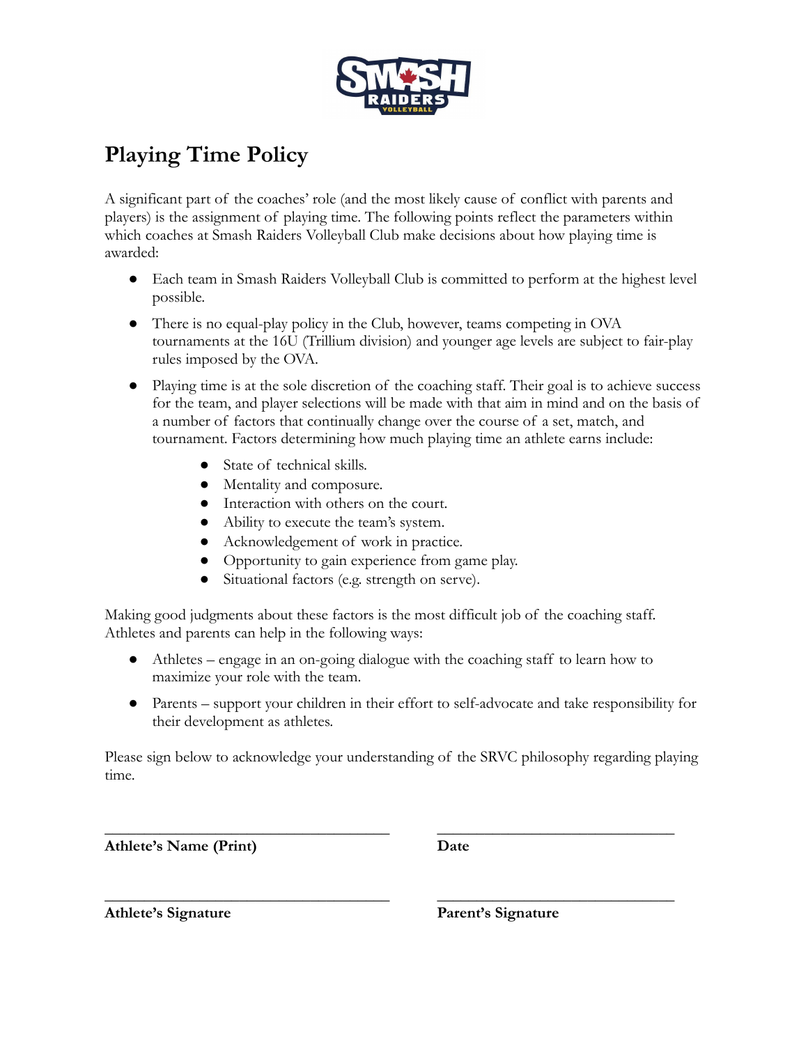# Playing Time Policy

A significant part of the coaches' role (and the most likely cause of conflict with parents and players) is the assignment of playing time. The following points reflect the parameters within which coaches at Smash Raiders Volleyball Club make decisions about how playing time is awarded:

- Each team in Smash Raiders Volleyball Club is committed to perform at the highest level possible.
- There is no equal-play policy in the Club, however, teams competing in OVA tournaments at the 16U (Trillium division) and younger age levels are subject to fair-play rules imposed by the OVA.
- Playing time is at the sole discretion of the coaching staff. Their goal is to achieve success for the team, and player selections will be made with that aim in mind and on the basis of a number of factors that continually change over the course of a set, match, and tournament. Factors determining how much playing time an athlete earns include:
  - State of technical skills.
  - Mentality and composure.
  - Interaction with others on the court.
  - Ability to execute the team's system.
  - Acknowledgement of work in practice.
  - Opportunity to gain experience from game play.
  - Situational factors (e.g. strength on serve).

Making good judgments about these factors is the most difficult job of the coaching staff. Athletes and parents can help in the following ways:

- Athletes – engage in an on-going dialogue with the coaching staff to learn how to maximize your role with the team.
- Parents – support your children in their effort to self-advocate and take responsibility for their development as athletes.

Please sign below to acknowledge your understanding of the SRVC philosophy regarding playing time.

\_\_\_\_\_\_\_\_\_\_\_\_\_\_\_\_\_\_\_\_\_\_\_\_\_\_\_\_\_\_\_\_ \_\_\_\_\_\_\_\_\_\_\_\_\_\_\_\_\_\_\_\_\_\_\_\_\_\_\_\_\_\_\_\_

**Athlete's Name (Print)** **Date**

\_\_\_\_\_\_\_\_\_\_\_\_\_\_\_\_\_\_\_\_\_\_\_\_\_\_\_\_\_\_\_\_ \_\_\_\_\_\_\_\_\_\_\_\_\_\_\_\_\_\_\_\_\_\_\_\_\_\_\_\_\_\_\_\_

**Athlete's Signature** **Parent's Signature**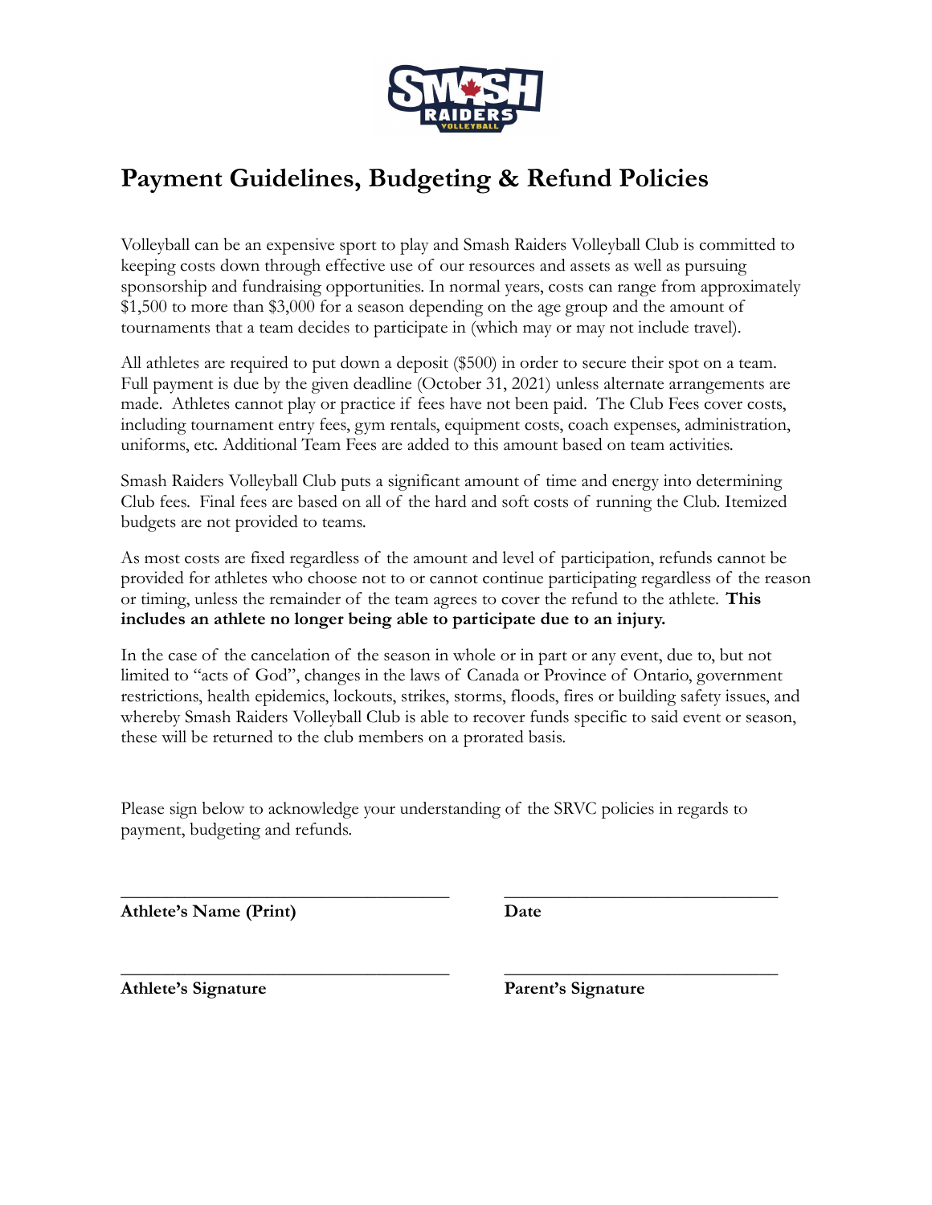# Payment Guidelines, Budgeting & Refund Policies

Volleyball can be an expensive sport to play and Smash Raiders Volleyball Club is committed to keeping costs down through effective use of our resources and assets as well as pursuing sponsorship and fundraising opportunities. In normal years, costs can range from approximately $1,500 to more than $3,000 for a season depending on the age group and the amount of tournaments that a team decides to participate in (which may or may not include travel).

All athletes are required to put down a deposit ($500) in order to secure their spot on a team. Full payment is due by the given deadline (October 31, 2021) unless alternate arrangements are made. Athletes cannot play or practice if fees have not been paid. The Club Fees cover costs, including tournament entry fees, gym rentals, equipment costs, coach expenses, administration, uniforms, etc. Additional Team Fees are added to this amount based on team activities.

Smash Raiders Volleyball Club puts a significant amount of time and energy into determining Club fees. Final fees are based on all of the hard and soft costs of running the Club. Itemized budgets are not provided to teams.

As most costs are fixed regardless of the amount and level of participation, refunds cannot be provided for athletes who choose not to or cannot continue participating regardless of the reason or timing, unless the remainder of the team agrees to cover the refund to the athlete. **This includes an athlete no longer being able to participate due to an injury.**

In the case of the cancelation of the season in whole or in part or any event, due to, but not limited to "acts of God", changes in the laws of Canada or Province of Ontario, government restrictions, health epidemics, lockouts, strikes, storms, floods, fires or building safety issues, and whereby Smash Raiders Volleyball Club is able to recover funds specific to said event or season, these will be returned to the club members on a prorated basis.

Please sign below to acknowledge your understanding of the SRVC policies in regards to payment, budgeting and refunds.

_________________________________ _____________________________

**Athlete's Name (Print)** **Date**

_________________________________ _____________________________

**Athlete's Signature** **Parent's Signature**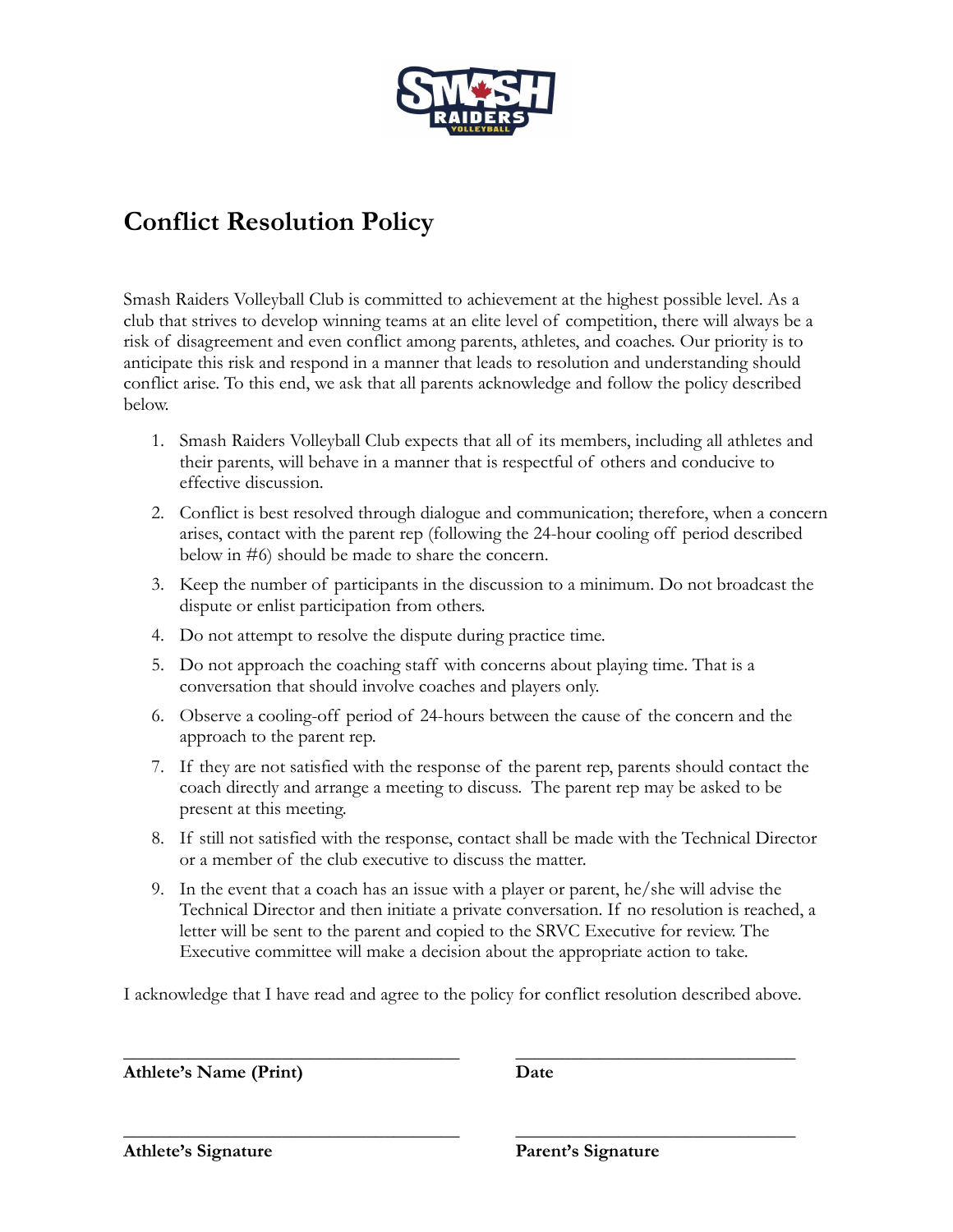# Conflict Resolution Policy

Smash Raiders Volleyball Club is committed to achievement at the highest possible level. As a club that strives to develop winning teams at an elite level of competition, there will always be a risk of disagreement and even conflict among parents, athletes, and coaches. Our priority is to anticipate this risk and respond in a manner that leads to resolution and understanding should conflict arise. To this end, we ask that all parents acknowledge and follow the policy described below.

1. Smash Raiders Volleyball Club expects that all of its members, including all athletes and their parents, will behave in a manner that is respectful of others and conducive to effective discussion.
2. Conflict is best resolved through dialogue and communication; therefore, when a concern arises, contact with the parent rep (following the 24-hour cooling off period described below in #6) should be made to share the concern.
3. Keep the number of participants in the discussion to a minimum. Do not broadcast the dispute or enlist participation from others.
4. Do not attempt to resolve the dispute during practice time.
5. Do not approach the coaching staff with concerns about playing time. That is a conversation that should involve coaches and players only.
6. Observe a cooling-off period of 24-hours between the cause of the concern and the approach to the parent rep.
7. If they are not satisfied with the response of the parent rep, parents should contact the coach directly and arrange a meeting to discuss. The parent rep may be asked to be present at this meeting.
8. If still not satisfied with the response, contact shall be made with the Technical Director or a member of the club executive to discuss the matter.
9. In the event that a coach has an issue with a player or parent, he/she will advise the Technical Director and then initiate a private conversation. If no resolution is reached, a letter will be sent to the parent and copied to the SRVC Executive for review. The Executive committee will make a decision about the appropriate action to take.

I acknowledge that I have read and agree to the policy for conflict resolution described above.

\_\_\_\_\_\_\_\_\_\_\_\_\_\_\_\_\_\_\_\_\_\_\_\_\_\_\_\_\_\_\_\_\_\_\_ \_\_\_\_\_\_\_\_\_\_\_\_\_\_\_\_\_\_\_\_\_\_\_\_\_\_\_\_\_\_

**Athlete's Name (Print)** **Date**

\_\_\_\_\_\_\_\_\_\_\_\_\_\_\_\_\_\_\_\_\_\_\_\_\_\_\_\_\_\_\_\_\_\_\_ \_\_\_\_\_\_\_\_\_\_\_\_\_\_\_\_\_\_\_\_\_\_\_\_\_\_\_\_\_\_

**Athlete's Signature** **Parent's Signature**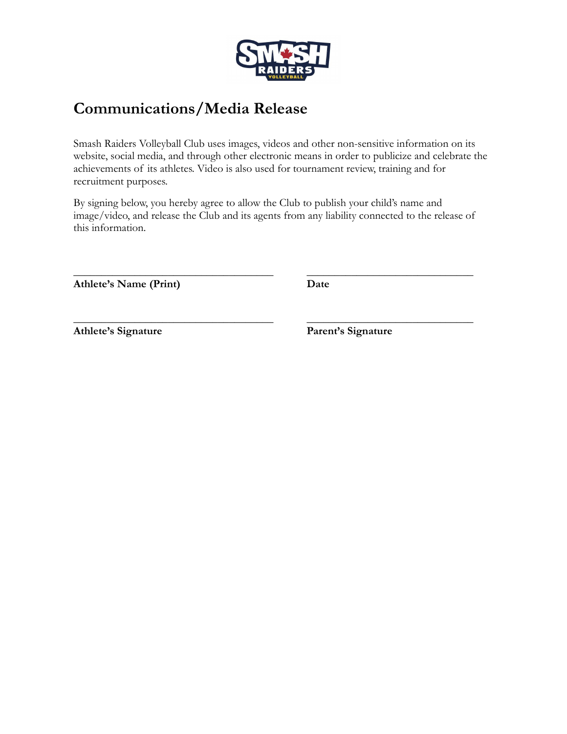# Communications/Media Release

Smash Raiders Volleyball Club uses images, videos and other non-sensitive information on its website, social media, and through other electronic means in order to publicize and celebrate the achievements of its athletes. Video is also used for tournament review, training and for recruitment purposes.

By signing below, you hereby agree to allow the Club to publish your child's name and image/video, and release the Club and its agents from any liability connected to the release of this information.

_______________________________________ _______________________________

**Athlete's Name (Print)** **Date**

_______________________________________ _______________________________

**Athlete's Signature** **Parent's Signature**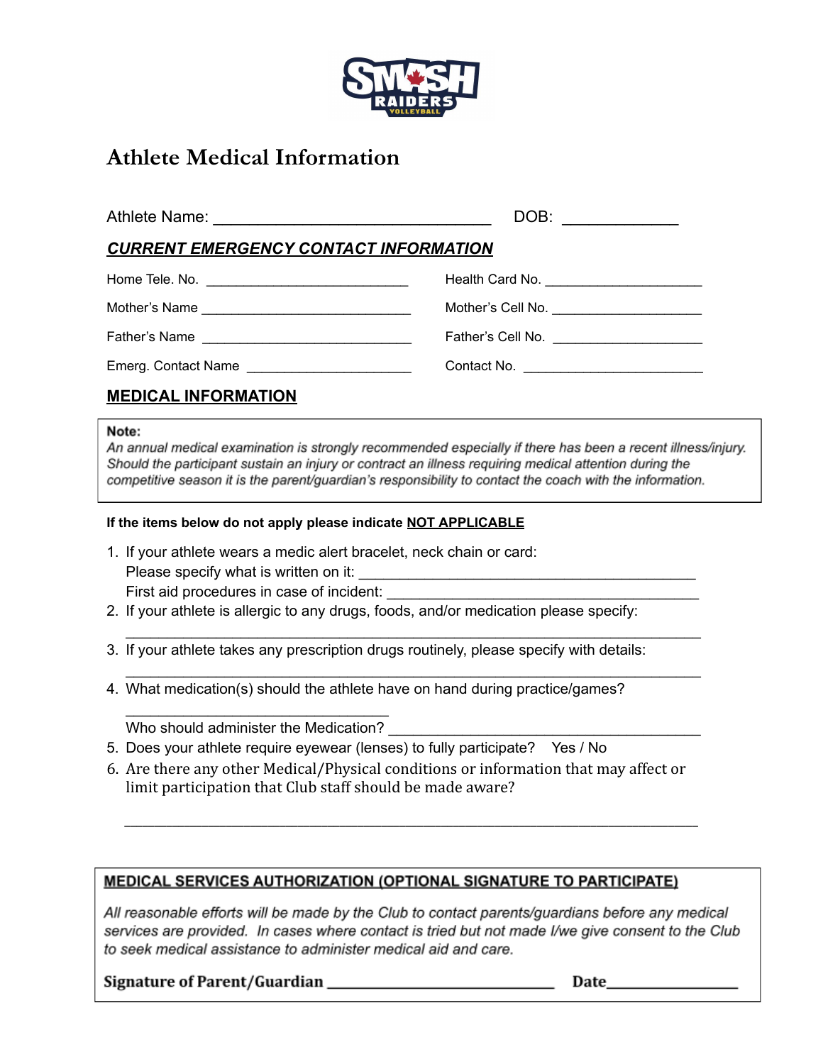# Athlete Medical Information

Athlete Name: ________________________________ DOB: _____________

***CURRENT EMERGENCY CONTACT INFORMATION***

Home Tele. No. ___________________________ Health Card No. ____________________

Mother's Name ____________________________ Mother's Cell No. ____________________

Father's Name ____________________________ Father's Cell No. ____________________

Emerg. Contact Name _____________________ Contact No. ________________________

**MEDICAL INFORMATION**

**Note:**
*An annual medical examination is strongly recommended especially if there has been a recent illness/injury. Should the participant sustain an injury or contract an illness requiring medical attention during the competitive season it is the parent/guardian's responsibility to contact the coach with the information.*

**If the items below do not apply please indicate NOT APPLICABLE**

1. If your athlete wears a medic alert bracelet, neck chain or card:
   Please specify what is written on it: ________________________________________
   First aid procedures in case of incident: _____________________________________
2. If your athlete is allergic to any drugs, foods, and/or medication please specify:
   _________________________________________________________________________
3. If your athlete takes any prescription drugs routinely, please specify with details:
   _________________________________________________________________________
4. What medication(s) should the athlete have on hand during practice/games?
   ________________________________
   Who should administer the Medication? ______________________________________
5. Does your athlete require eyewear (lenses) to fully participate? Yes / No
6. Are there any other Medical/Physical conditions or information that may affect or limit participation that Club staff should be made aware?

   _________________________________________________________________________

**MEDICAL SERVICES AUTHORIZATION (OPTIONAL SIGNATURE TO PARTICIPATE)**

*All reasonable efforts will be made by the Club to contact parents/guardians before any medical services are provided. In cases where contact is tried but not made I/we give consent to the Club to seek medical assistance to administer medical aid and care.*

**Signature of Parent/Guardian** _____________________________ **Date**________________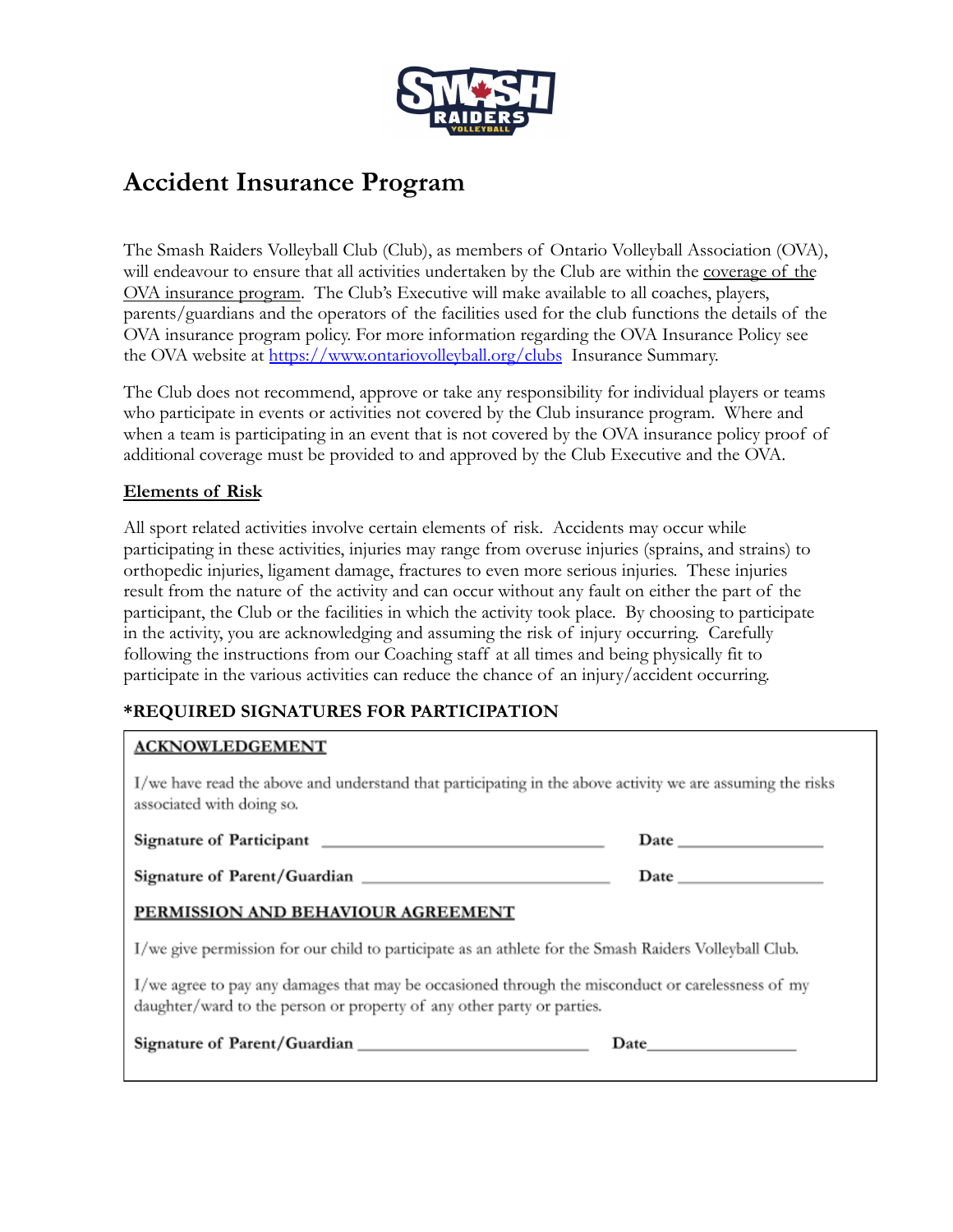# Accident Insurance Program

The Smash Raiders Volleyball Club (Club), as members of Ontario Volleyball Association (OVA), will endeavour to ensure that all activities undertaken by the Club are within the coverage of the OVA insurance program. The Club's Executive will make available to all coaches, players, parents/guardians and the operators of the facilities used for the club functions the details of the OVA insurance program policy. For more information regarding the OVA Insurance Policy see the OVA website at https://www.ontariovolleyball.org/clubs Insurance Summary.

The Club does not recommend, approve or take any responsibility for individual players or teams who participate in events or activities not covered by the Club insurance program. Where and when a team is participating in an event that is not covered by the OVA insurance policy proof of additional coverage must be provided to and approved by the Club Executive and the OVA.

## Elements of Risk

All sport related activities involve certain elements of risk. Accidents may occur while participating in these activities, injuries may range from overuse injuries (sprains, and strains) to orthopedic injuries, ligament damage, fractures to even more serious injuries. These injuries result from the nature of the activity and can occur without any fault on either the part of the participant, the Club or the facilities in which the activity took place. By choosing to participate in the activity, you are acknowledging and assuming the risk of injury occurring. Carefully following the instructions from our Coaching staff at all times and being physically fit to participate in the various activities can reduce the chance of an injury/accident occurring.

### *REQUIRED SIGNATURES FOR PARTICIPATION

**ACKNOWLEDGEMENT**

I/we have read the above and understand that participating in the above activity we are assuming the risks associated with doing so.

**Signature of Participant** ______________________________ **Date** ______________

**Signature of Parent/Guardian** ______________________________ **Date** ______________

**PERMISSION AND BEHAVIOUR AGREEMENT**

I/we give permission for our child to participate as an athlete for the Smash Raiders Volleyball Club.

I/we agree to pay any damages that may be occasioned through the misconduct or carelessness of my daughter/ward to the person or property of any other party or parties.

**Signature of Parent/Guardian** ______________________________ **Date** ______________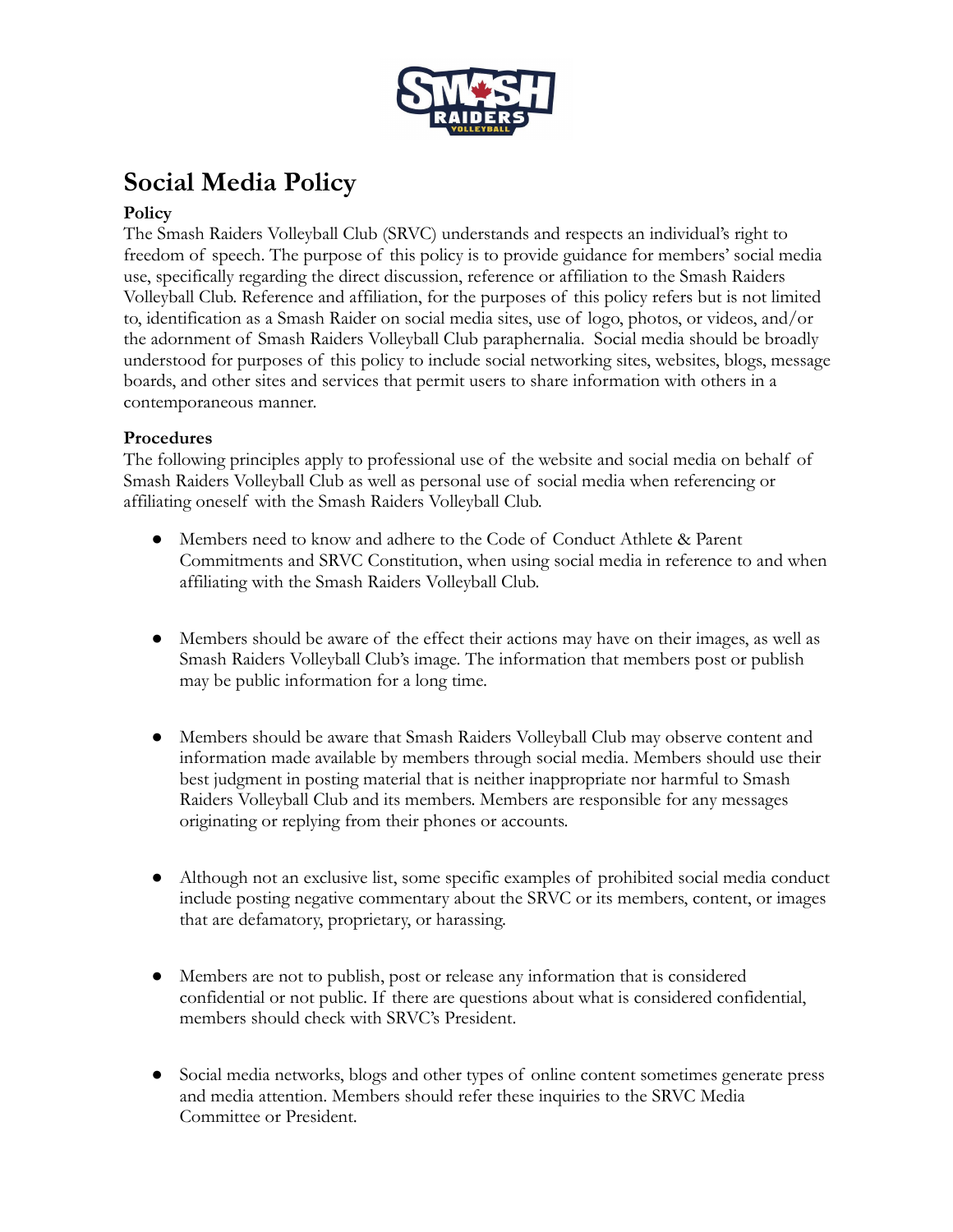# Social Media Policy

**Policy**

The Smash Raiders Volleyball Club (SRVC) understands and respects an individual's right to freedom of speech. The purpose of this policy is to provide guidance for members' social media use, specifically regarding the direct discussion, reference or affiliation to the Smash Raiders Volleyball Club. Reference and affiliation, for the purposes of this policy refers but is not limited to, identification as a Smash Raider on social media sites, use of logo, photos, or videos, and/or the adornment of Smash Raiders Volleyball Club paraphernalia. Social media should be broadly understood for purposes of this policy to include social networking sites, websites, blogs, message boards, and other sites and services that permit users to share information with others in a contemporaneous manner.

**Procedures**

The following principles apply to professional use of the website and social media on behalf of Smash Raiders Volleyball Club as well as personal use of social media when referencing or affiliating oneself with the Smash Raiders Volleyball Club.

- Members need to know and adhere to the Code of Conduct Athlete & Parent Commitments and SRVC Constitution, when using social media in reference to and when affiliating with the Smash Raiders Volleyball Club.

- Members should be aware of the effect their actions may have on their images, as well as Smash Raiders Volleyball Club's image. The information that members post or publish may be public information for a long time.

- Members should be aware that Smash Raiders Volleyball Club may observe content and information made available by members through social media. Members should use their best judgment in posting material that is neither inappropriate nor harmful to Smash Raiders Volleyball Club and its members. Members are responsible for any messages originating or replying from their phones or accounts.

- Although not an exclusive list, some specific examples of prohibited social media conduct include posting negative commentary about the SRVC or its members, content, or images that are defamatory, proprietary, or harassing.

- Members are not to publish, post or release any information that is considered confidential or not public. If there are questions about what is considered confidential, members should check with SRVC's President.

- Social media networks, blogs and other types of online content sometimes generate press and media attention. Members should refer these inquiries to the SRVC Media Committee or President.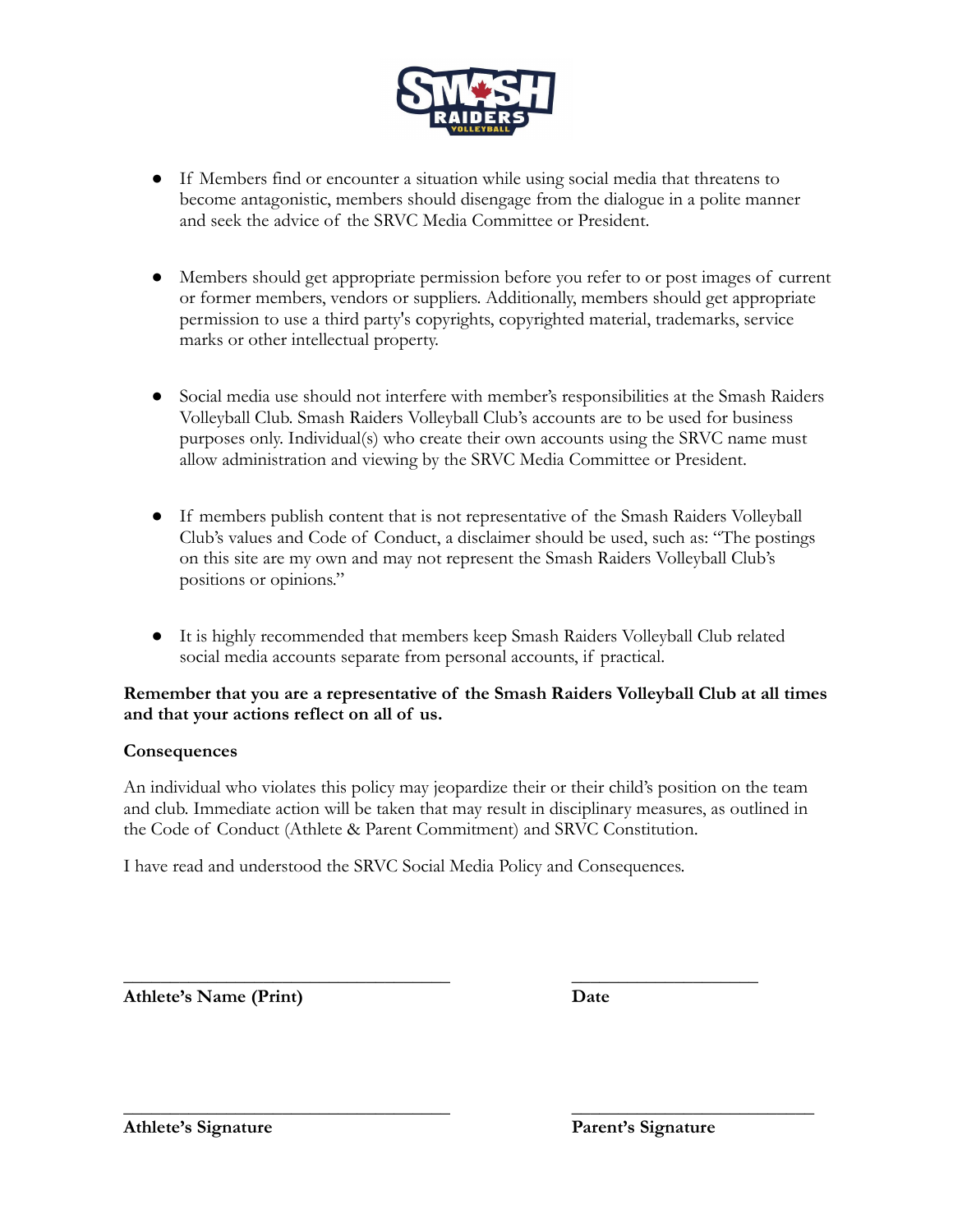- If Members find or encounter a situation while using social media that threatens to become antagonistic, members should disengage from the dialogue in a polite manner and seek the advice of the SRVC Media Committee or President.

- Members should get appropriate permission before you refer to or post images of current or former members, vendors or suppliers. Additionally, members should get appropriate permission to use a third party's copyrights, copyrighted material, trademarks, service marks or other intellectual property.

- Social media use should not interfere with member's responsibilities at the Smash Raiders Volleyball Club. Smash Raiders Volleyball Club's accounts are to be used for business purposes only. Individual(s) who create their own accounts using the SRVC name must allow administration and viewing by the SRVC Media Committee or President.

- If members publish content that is not representative of the Smash Raiders Volleyball Club's values and Code of Conduct, a disclaimer should be used, such as: "The postings on this site are my own and may not represent the Smash Raiders Volleyball Club's positions or opinions."

- It is highly recommended that members keep Smash Raiders Volleyball Club related social media accounts separate from personal accounts, if practical.

**Remember that you are a representative of the Smash Raiders Volleyball Club at all times and that your actions reflect on all of us.**

**Consequences**

An individual who violates this policy may jeopardize their or their child's position on the team and club. Immediate action will be taken that may result in disciplinary measures, as outlined in the Code of Conduct (Athlete & Parent Commitment) and SRVC Constitution.

I have read and understood the SRVC Social Media Policy and Consequences.

______________________________________ ______________________

**Athlete's Name (Print)** **Date**

______________________________________ ____________________________

**Athlete's Signature** **Parent's Signature**